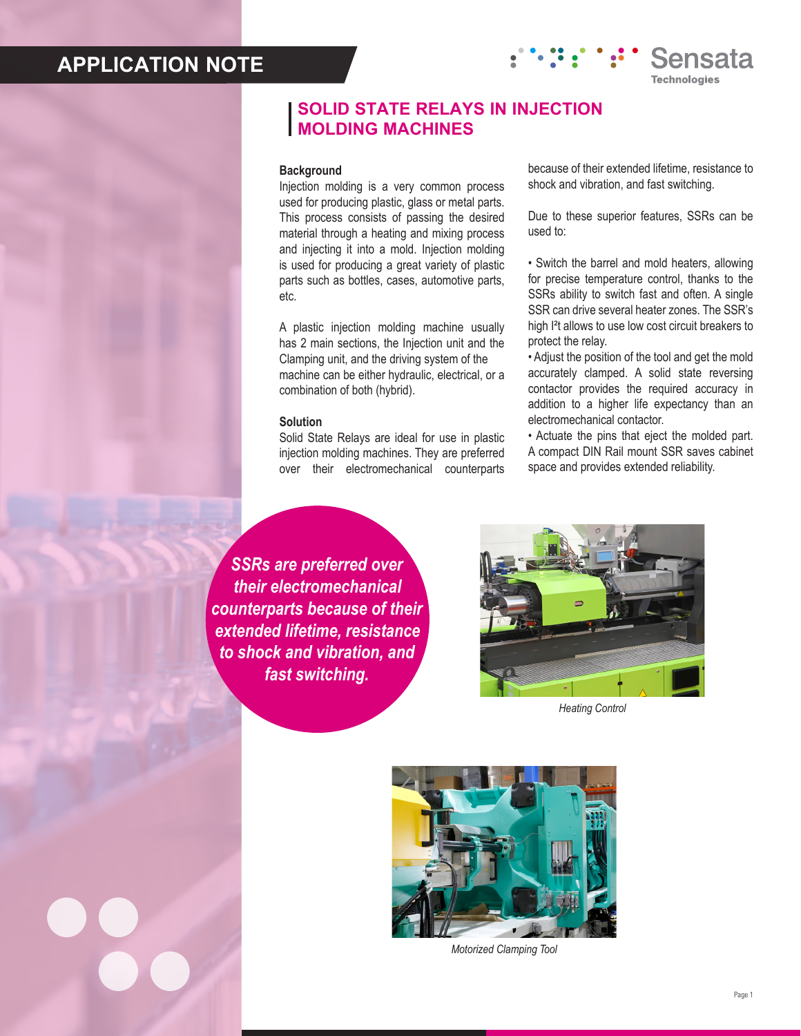APPLICATION NOTE

# SOLID STATE RELAYS IN INJECTION MOLDING MACHINES

### Background

Injection molding is a very common process used for producing plastic, glass or metal parts. This process consists of passing the desired material through a heating and mixing process and injecting it into a mold. Injection molding is used for producing a great variety of plastic parts such as bottles, cases, automotive parts, etc.

A plastic injection molding machine usually has 2 main sections, the Injection unit and the Clamping unit, and the driving system of the machine can be either hydraulic, electrical, or a combination of both (hybrid).

### Solution

Solid State Relays are ideal for use in plastic injection molding machines. They are preferred over their electromechanical counterparts because of their extended lifetime, resistance to shock and vibration, and fast switching.

Due to these superior features, SSRs can be used to:

- Switch the barrel and mold heaters, allowing for precise temperature control, thanks to the SSRs ability to switch fast and often. A single SSR can drive several heater zones. The SSR's high $I^2t$ allows to use low cost circuit breakers to protect the relay.
- Adjust the position of the tool and get the mold accurately clamped. A solid state reversing contactor provides the required accuracy in addition to a higher life expectancy than an electromechanical contactor.
- Actuate the pins that eject the molded part. A compact DIN Rail mount SSR saves cabinet space and provides extended reliability.

***SSRs are preferred over their electromechanical counterparts because of their extended lifetime, resistance to shock and vibration, and fast switching.***

*Heating Control*

*Motorized Clamping Tool*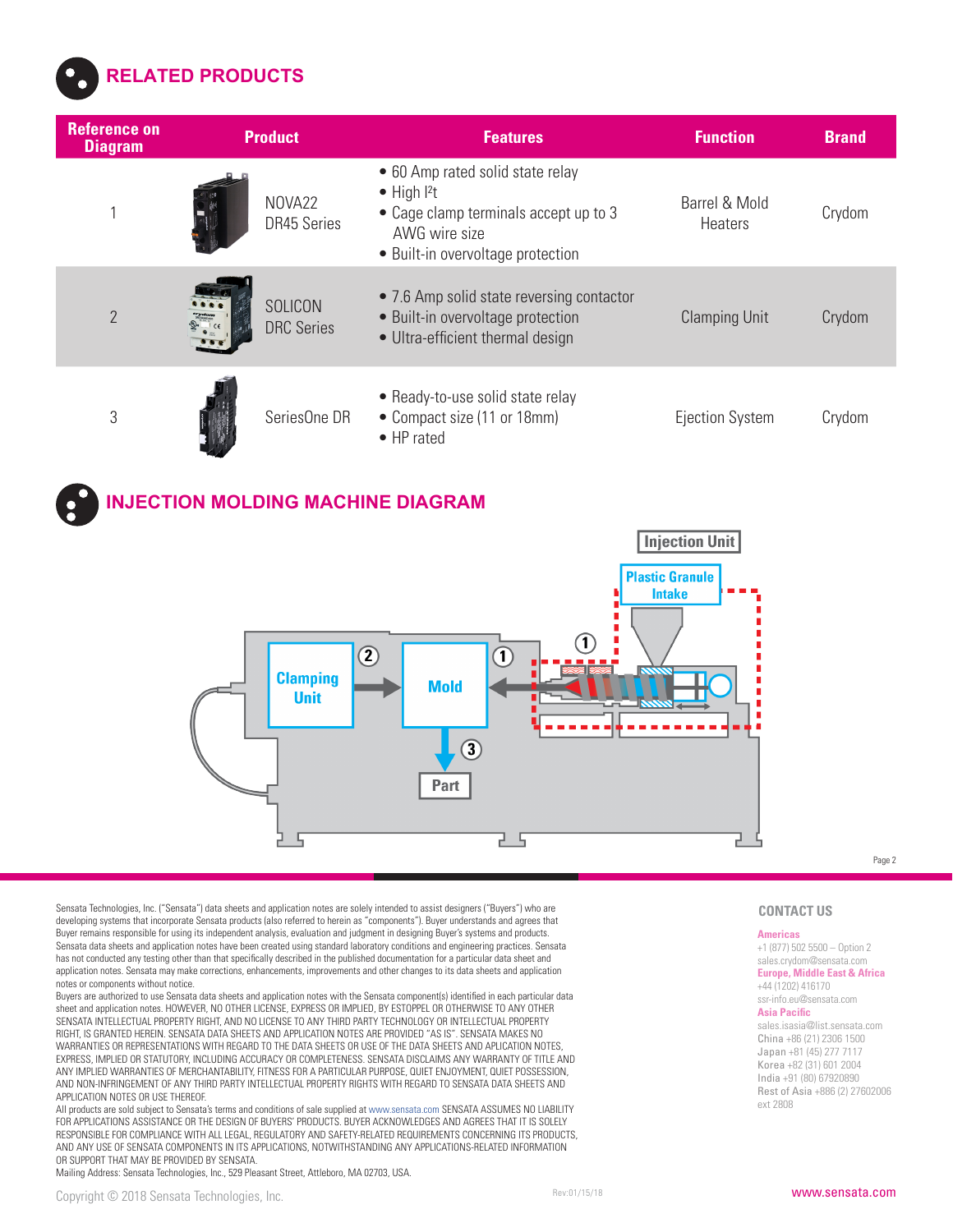## RELATED PRODUCTS

| Reference on Diagram | Product | Features | Function | Brand |
|---|---|---|---|---|
| 1 | NOVA22 DR45 Series | • 60 Amp rated solid state relay<br>• High $I^2t$<br>• Cage clamp terminals accept up to 3 AWG wire size<br>• Built-in overvoltage protection | Barrel & Mold Heaters | Crydom |
| 2 | SOLICON DRC Series | • 7.6 Amp solid state reversing contactor<br>• Built-in overvoltage protection<br>• Ultra-efficient thermal design | Clamping Unit | Crydom |
| 3 | SeriesOne DR | • Ready-to-use solid state relay<br>• Compact size (11 or 18mm)<br>• HP rated | Ejection System | Crydom |

## INJECTION MOLDING MACHINE DIAGRAM

Injection Unit

Plastic Granule Intake

Clamping Unit

Mold

Part

1

2

3

Sensata Technologies, Inc. ("Sensata") data sheets and application notes are solely intended to assist designers ("Buyers") who are developing systems that incorporate Sensata products (also referred to herein as "components"). Buyer understands and agrees that Buyer remains responsible for using its independent analysis, evaluation and judgment in designing Buyer's systems and products. Sensata data sheets and application notes have been created using standard laboratory conditions and engineering practices. Sensata has not conducted any testing other than that specifically described in the published documentation for a particular data sheet or application note. Sensata may make corrections, enhancements, improvements and other changes to its data sheets and application notes or components without notice.

Buyers are authorized to use Sensata data sheets and application notes with the Sensata component(s) identified in each particular data sheet and application notes. HOWEVER, NO OTHER LICENSE, EXPRESS OR IMPLIED, BY ESTOPPEL OR OTHERWISE TO ANY OTHER SENSATA INTELLECTUAL PROPERTY RIGHT, AND NO LICENSE TO ANY THIRD PARTY TECHNOLOGY OR INTELLECTUAL PROPERTY RIGHT, IS GRANTED HEREIN. SENSATA DATA SHEETS AND APPLICATION NOTES ARE PROVIDED "AS IS". SENSATA MAKES NO WARRANTIES OR REPRESENTATIONS WITH REGARD TO THE DATA SHEETS OR USE OF THE DATA SHEETS AND APLICATION NOTES, EXPRESS, IMPLIED OR STATUTORY, INCLUDING ACCURACY OR COMPLETENESS. SENSATA DISCLAIMS ANY WARRANTY OF TITLE AND ANY IMPLIED WARRANTIES OF MERCHANTABILITY, FITNESS FOR A PARTICULAR PURPOSE, QUIET ENJOYMENT, QUIET POSSESSION, AND NON-INFRINGEMENT OF ANY THIRD PARTY INTELLECTUAL PROPERTY RIGHTS WITH REGARD TO SENSATA DATA SHEETS AND APPLICATION NOTES OR USE THEREOF.

All products are sold subject to Sensata's terms and conditions of sale supplied at www.sensata.com SENSATA ASSUMES NO LIABILITY FOR APPLICATIONS ASSISTANCE OR THE DESIGN OF BUYERS' PRODUCTS. BUYER ACKNOWLEDGES AND AGREES THAT IT IS SOLELY RESPONSIBLE FOR COMPLIANCE WITH ALL LEGAL, REGULATORY AND SAFETY-RELATED REQUIREMENTS CONCERNING ITS PRODUCTS, AND ANY USE OF SENSATA COMPONENTS IN ITS APPLICATIONS, NOTWITHSTANDING ANY APPLICATIONS-RELATED INFORMATION OR SUPPORT THAT MAY BE PROVIDED BY SENSATA.

Mailing Address: Sensata Technologies, Inc., 529 Pleasant Street, Attleboro, MA 02703, USA.

### CONTACT US

**Americas**
+1 (877) 502 5500 – Option 2
sales.crydom@sensata.com

**Europe, Middle East & Africa**
+44 (1202) 416170
ssr-info.eu@sensata.com

**Asia Pacific**
sales.isasia@list.sensata.com
China +86 (21) 2306 1500
Japan +81 (45) 277 7117
Korea +82 (31) 601 2004
India +91 (80) 67920890
Rest of Asia +886 (2) 27602006 ext 2808

Copyright © 2018 Sensata Technologies, Inc.

Rev:01/15/18

www.sensata.com